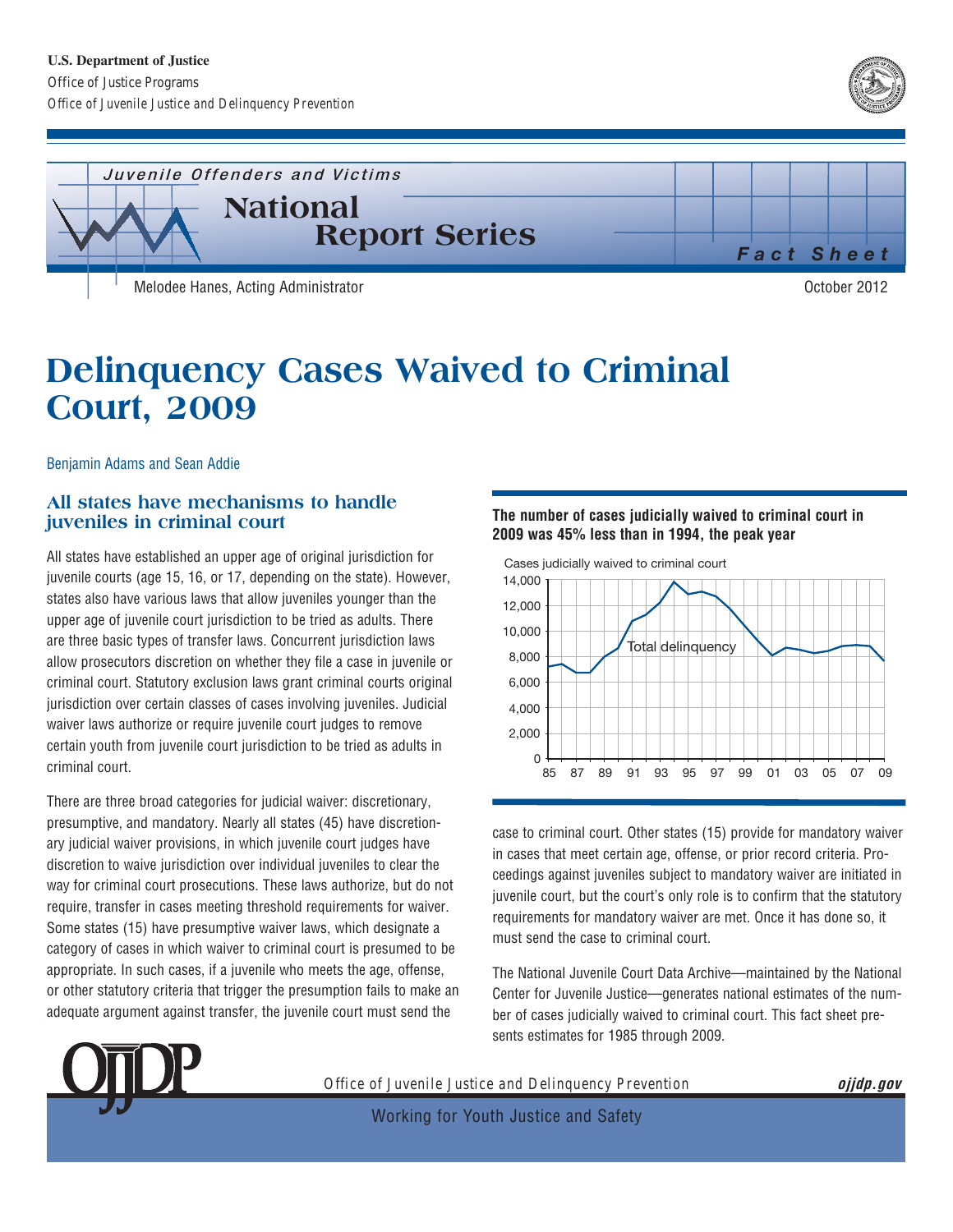U.S. Department of Justice
Office of Justice Programs
Office of Juvenile Justice and Delinquency Prevention

*Juvenile Offenders and Victims*

**National Report Series**

***Fact Sheet***

Melodee Hanes, Acting Administrator

October 2012

# Delinquency Cases Waived to Criminal Court, 2009

Benjamin Adams and Sean Addie

## All states have mechanisms to handle juveniles in criminal court

All states have established an upper age of original jurisdiction for juvenile courts (age 15, 16, or 17, depending on the state). However, states also have various laws that allow juveniles younger than the upper age of juvenile court jurisdiction to be tried as adults. There are three basic types of transfer laws. Concurrent jurisdiction laws allow prosecutors discretion on whether they file a case in juvenile or criminal court. Statutory exclusion laws grant criminal courts original jurisdiction over certain classes of cases involving juveniles. Judicial waiver laws authorize or require juvenile court judges to remove certain youth from juvenile court jurisdiction to be tried as adults in criminal court.

There are three broad categories for judicial waiver: discretionary, presumptive, and mandatory. Nearly all states (45) have discretionary judicial waiver provisions, in which juvenile court judges have discretion to waive jurisdiction over individual juveniles to clear the way for criminal court prosecutions. These laws authorize, but do not require, transfer in cases meeting threshold requirements for waiver. Some states (15) have presumptive waiver laws, which designate a category of cases in which waiver to criminal court is presumed to be appropriate. In such cases, if a juvenile who meets the age, offense, or other statutory criteria that trigger the presumption fails to make an adequate argument against transfer, the juvenile court must send the case to criminal court. Other states (15) provide for mandatory waiver in cases that meet certain age, offense, or prior record criteria. Proceedings against juveniles subject to mandatory waiver are initiated in juvenile court, but the court's only role is to confirm that the statutory requirements for mandatory waiver are met. Once it has done so, it must send the case to criminal court.

The National Juvenile Court Data Archive—maintained by the National Center for Juvenile Justice—generates national estimates of the number of cases judicially waived to criminal court. This fact sheet presents estimates for 1985 through 2009.

**The number of cases judicially waived to criminal court in 2009 was 45% less than in 1994, the peak year**

Cases judicially waived to criminal court

Total delinquency

(Line chart: y-axis 0 to 14,000; x-axis years 85 to 09)

Office of Juvenile Justice and Delinquency Prevention

***ojjdp.gov***

Working for Youth Justice and Safety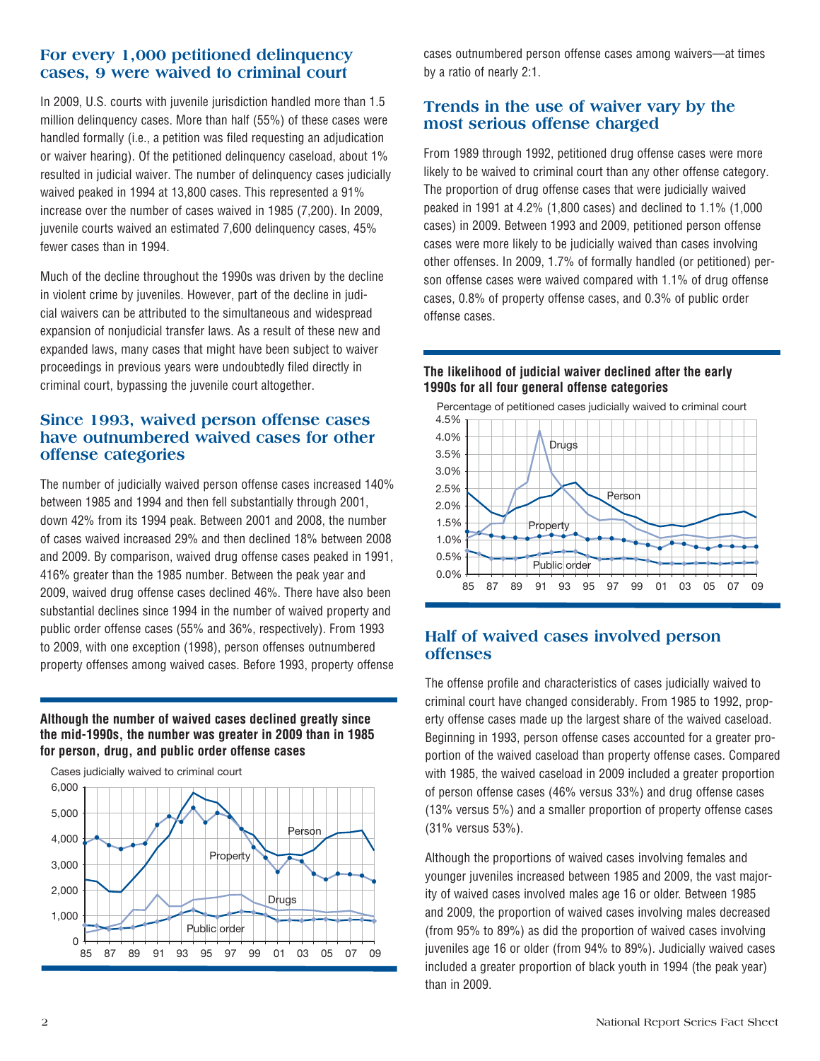## For every 1,000 petitioned delinquency cases, 9 were waived to criminal court

In 2009, U.S. courts with juvenile jurisdiction handled more than 1.5 million delinquency cases. More than half (55%) of these cases were handled formally (i.e., a petition was filed requesting an adjudication or waiver hearing). Of the petitioned delinquency caseload, about 1% resulted in judicial waiver. The number of delinquency cases judicially waived peaked in 1994 at 13,800 cases. This represented a 91% increase over the number of cases waived in 1985 (7,200). In 2009, juvenile courts waived an estimated 7,600 delinquency cases, 45% fewer cases than in 1994.

Much of the decline throughout the 1990s was driven by the decline in violent crime by juveniles. However, part of the decline in judicial waivers can be attributed to the simultaneous and widespread expansion of nonjudicial transfer laws. As a result of these new and expanded laws, many cases that might have been subject to waiver proceedings in previous years were undoubtedly filed directly in criminal court, bypassing the juvenile court altogether.

## Since 1993, waived person offense cases have outnumbered waived cases for other offense categories

The number of judicially waived person offense cases increased 140% between 1985 and 1994 and then fell substantially through 2001, down 42% from its 1994 peak. Between 2001 and 2008, the number of cases waived increased 29% and then declined 18% between 2008 and 2009. By comparison, waived drug offense cases peaked in 1991, 416% greater than the 1985 number. Between the peak year and 2009, waived drug offense cases declined 46%. There have also been substantial declines since 1994 in the number of waived property and public order offense cases (55% and 36%, respectively). From 1993 to 2009, with one exception (1998), person offenses outnumbered property offenses among waived cases. Before 1993, property offense cases outnumbered person offense cases among waivers—at times by a ratio of nearly 2:1.

**Although the number of waived cases declined greatly since the mid-1990s, the number was greater in 2009 than in 1985 for person, drug, and public order offense cases**

## Trends in the use of waiver vary by the most serious offense charged

From 1989 through 1992, petitioned drug offense cases were more likely to be waived to criminal court than any other offense category. The proportion of drug offense cases that were judicially waived peaked in 1991 at 4.2% (1,800 cases) and declined to 1.1% (1,000 cases) in 2009. Between 1993 and 2009, petitioned person offense cases were more likely to be judicially waived than cases involving other offenses. In 2009, 1.7% of formally handled (or petitioned) person offense cases were waived compared with 1.1% of drug offense cases, 0.8% of property offense cases, and 0.3% of public order offense cases.

**The likelihood of judicial waiver declined after the early 1990s for all four general offense categories**

## Half of waived cases involved person offenses

The offense profile and characteristics of cases judicially waived to criminal court have changed considerably. From 1985 to 1992, property offense cases made up the largest share of the waived caseload. Beginning in 1993, person offense cases accounted for a greater proportion of the waived caseload than property offense cases. Compared with 1985, the waived caseload in 2009 included a greater proportion of person offense cases (46% versus 33%) and drug offense cases (13% versus 5%) and a smaller proportion of property offense cases (31% versus 53%).

Although the proportions of waived cases involving females and younger juveniles increased between 1985 and 2009, the vast majority of waived cases involved males age 16 or older. Between 1985 and 2009, the proportion of waived cases involving males decreased (from 95% to 89%) as did the proportion of waived cases involving juveniles age 16 or older (from 94% to 89%). Judicially waived cases included a greater proportion of black youth in 1994 (the peak year) than in 2009.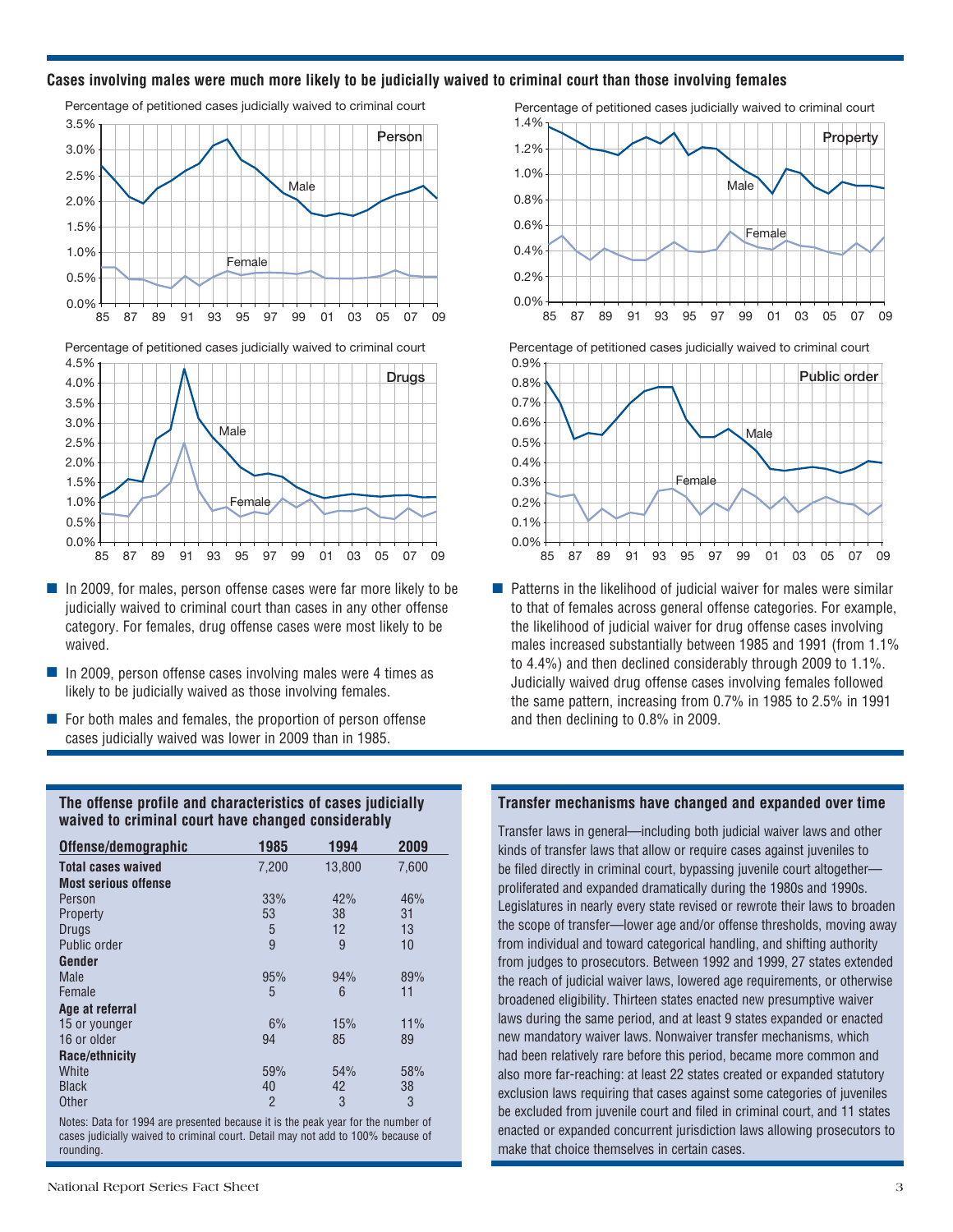## Cases involving males were much more likely to be judicially waived to criminal court than those involving females

- In 2009, for males, person offense cases were far more likely to be judicially waived to criminal court than cases in any other offense category. For females, drug offense cases were most likely to be waived.
- In 2009, person offense cases involving males were 4 times as likely to be judicially waived as those involving females.
- For both males and females, the proportion of person offense cases judicially waived was lower in 2009 than in 1985.
- Patterns in the likelihood of judicial waiver for males were similar to that of females across general offense categories. For example, the likelihood of judicial waiver for drug offense cases involving males increased substantially between 1985 and 1991 (from 1.1% to 4.4%) and then declined considerably through 2009 to 1.1%. Judicially waived drug offense cases involving females followed the same pattern, increasing from 0.7% in 1985 to 2.5% in 1991 and then declining to 0.8% in 2009.

### The offense profile and characteristics of cases judicially waived to criminal court have changed considerably

| Offense/demographic | 1985 | 1994 | 2009 |
|---|---|---|---|
| **Total cases waived** | 7,200 | 13,800 | 7,600 |
| **Most serious offense** | | | |
| Person | 33% | 42% | 46% |
| Property | 53 | 38 | 31 |
| Drugs | 5 | 12 | 13 |
| Public order | 9 | 9 | 10 |
| **Gender** | | | |
| Male | 95% | 94% | 89% |
| Female | 5 | 6 | 11 |
| **Age at referral** | | | |
| 15 or younger | 6% | 15% | 11% |
| 16 or older | 94 | 85 | 89 |
| **Race/ethnicity** | | | |
| White | 59% | 54% | 58% |
| Black | 40 | 42 | 38 |
| Other | 2 | 3 | 3 |

Notes: Data for 1994 are presented because it is the peak year for the number of cases judicially waived to criminal court. Detail may not add to 100% because of rounding.

### Transfer mechanisms have changed and expanded over time

Transfer laws in general—including both judicial waiver laws and other kinds of transfer laws that allow or require cases against juveniles to be filed directly in criminal court, bypassing juvenile court altogether—proliferated and expanded dramatically during the 1980s and 1990s. Legislatures in nearly every state revised or rewrote their laws to broaden the scope of transfer—lower age and/or offense thresholds, moving away from individual and toward categorical handling, and shifting authority from judges to prosecutors. Between 1992 and 1999, 27 states extended the reach of judicial waiver laws, lowered age requirements, or otherwise broadened eligibility. Thirteen states enacted new presumptive waiver laws during the same period, and at least 9 states expanded or enacted new mandatory waiver laws. Nonwaiver transfer mechanisms, which had been relatively rare before this period, became more common and also more far-reaching: at least 22 states created or expanded statutory exclusion laws requiring that cases against some categories of juveniles be excluded from juvenile court and filed in criminal court, and 11 states enacted or expanded concurrent jurisdiction laws allowing prosecutors to make that choice themselves in certain cases.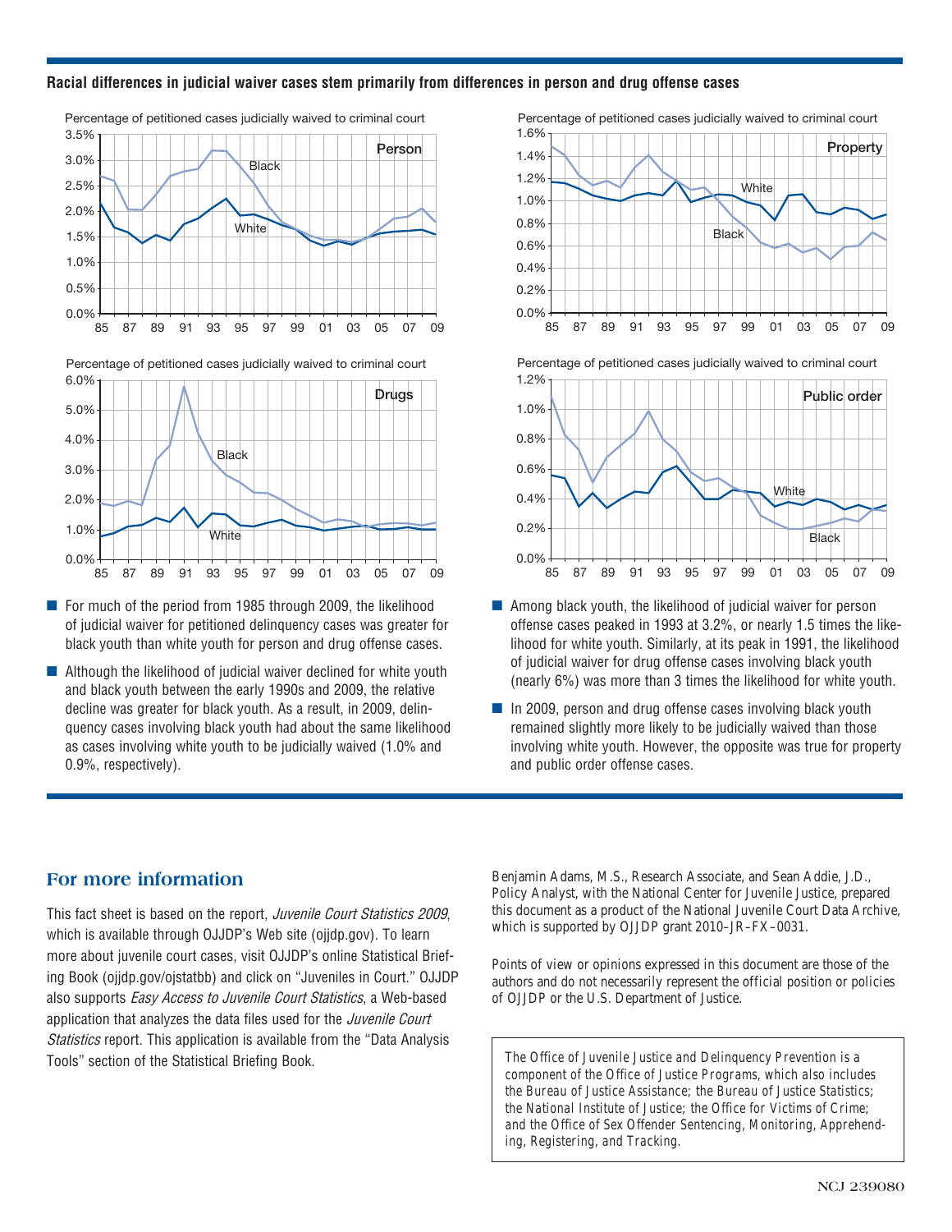**Racial differences in judicial waiver cases stem primarily from differences in person and drug offense cases**

Percentage of petitioned cases judicially waived to criminal court

Person

3.5%
3.0%
2.5%
2.0%
1.5%
1.0%
0.5%
0.0%

85 87 89 91 93 95 97 99 01 03 05 07 09

Black
White

Percentage of petitioned cases judicially waived to criminal court

Property

1.6%
1.4%
1.2%
1.0%
0.8%
0.6%
0.4%
0.2%
0.0%

85 87 89 91 93 95 97 99 01 03 05 07 09

White
Black

Percentage of petitioned cases judicially waived to criminal court

Drugs

6.0%
5.0%
4.0%
3.0%
2.0%
1.0%
0.0%

85 87 89 91 93 95 97 99 01 03 05 07 09

Black
White

Percentage of petitioned cases judicially waived to criminal court

Public order

1.2%
1.0%
0.8%
0.6%
0.4%
0.2%
0.0%

85 87 89 91 93 95 97 99 01 03 05 07 09

White
Black

- For much of the period from 1985 through 2009, the likelihood of judicial waiver for petitioned delinquency cases was greater for black youth than white youth for person and drug offense cases.
- Although the likelihood of judicial waiver declined for white youth and black youth between the early 1990s and 2009, the relative decline was greater for black youth. As a result, in 2009, delinquency cases involving black youth had about the same likelihood as cases involving white youth to be judicially waived (1.0% and 0.9%, respectively).
- Among black youth, the likelihood of judicial waiver for person offense cases peaked in 1993 at 3.2%, or nearly 1.5 times the likelihood for white youth. Similarly, at its peak in 1991, the likelihood of judicial waiver for drug offense cases involving black youth (nearly 6%) was more than 3 times the likelihood for white youth.
- In 2009, person and drug offense cases involving black youth remained slightly more likely to be judicially waived than those involving white youth. However, the opposite was true for property and public order offense cases.

## For more information

This fact sheet is based on the report, *Juvenile Court Statistics 2009*, which is available through OJJDP's Web site (ojjdp.gov). To learn more about juvenile court cases, visit OJJDP's online Statistical Briefing Book (ojjdp.gov/ojstatbb) and click on "Juveniles in Court." OJJDP also supports *Easy Access to Juvenile Court Statistics*, a Web-based application that analyzes the data files used for the *Juvenile Court Statistics* report. This application is available from the "Data Analysis Tools" section of the Statistical Briefing Book.

Benjamin Adams, M.S., Research Associate, and Sean Addie, J.D., Policy Analyst, with the National Center for Juvenile Justice, prepared this document as a product of the National Juvenile Court Data Archive, which is supported by OJJDP grant 2010–JR–FX–0031.

Points of view or opinions expressed in this document are those of the authors and do not necessarily represent the official position or policies of OJJDP or the U.S. Department of Justice.

The Office of Juvenile Justice and Delinquency Prevention is a component of the Office of Justice Programs, which also includes the Bureau of Justice Assistance; the Bureau of Justice Statistics; the National Institute of Justice; the Office for Victims of Crime; and the Office of Sex Offender Sentencing, Monitoring, Apprehending, Registering, and Tracking.

NCJ 239080